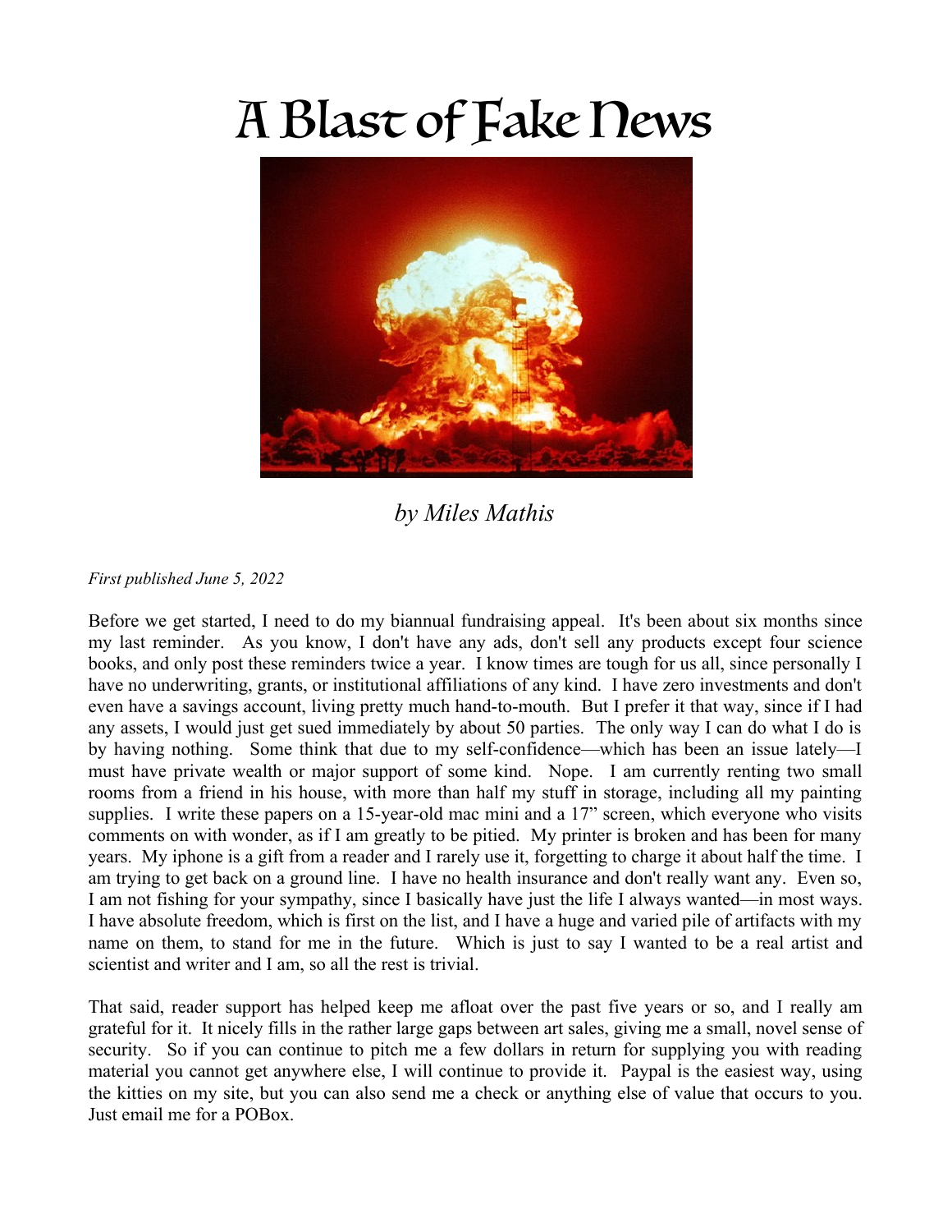# A Blast of Fake News

*by Miles Mathis*

*First published June 5, 2022*

Before we get started, I need to do my biannual fundraising appeal. It's been about six months since my last reminder. As you know, I don't have any ads, don't sell any products except four science books, and only post these reminders twice a year. I know times are tough for us all, since personally I have no underwriting, grants, or institutional affiliations of any kind. I have zero investments and don't even have a savings account, living pretty much hand-to-mouth. But I prefer it that way, since if I had any assets, I would just get sued immediately by about 50 parties. The only way I can do what I do is by having nothing. Some think that due to my self-confidence—which has been an issue lately—I must have private wealth or major support of some kind. Nope. I am currently renting two small rooms from a friend in his house, with more than half my stuff in storage, including all my painting supplies. I write these papers on a 15-year-old mac mini and a 17" screen, which everyone who visits comments on with wonder, as if I am greatly to be pitied. My printer is broken and has been for many years. My iphone is a gift from a reader and I rarely use it, forgetting to charge it about half the time. I am trying to get back on a ground line. I have no health insurance and don't really want any. Even so, I am not fishing for your sympathy, since I basically have just the life I always wanted—in most ways. I have absolute freedom, which is first on the list, and I have a huge and varied pile of artifacts with my name on them, to stand for me in the future. Which is just to say I wanted to be a real artist and scientist and writer and I am, so all the rest is trivial.

That said, reader support has helped keep me afloat over the past five years or so, and I really am grateful for it. It nicely fills in the rather large gaps between art sales, giving me a small, novel sense of security. So if you can continue to pitch me a few dollars in return for supplying you with reading material you cannot get anywhere else, I will continue to provide it. Paypal is the easiest way, using the kitties on my site, but you can also send me a check or anything else of value that occurs to you. Just email me for a POBox.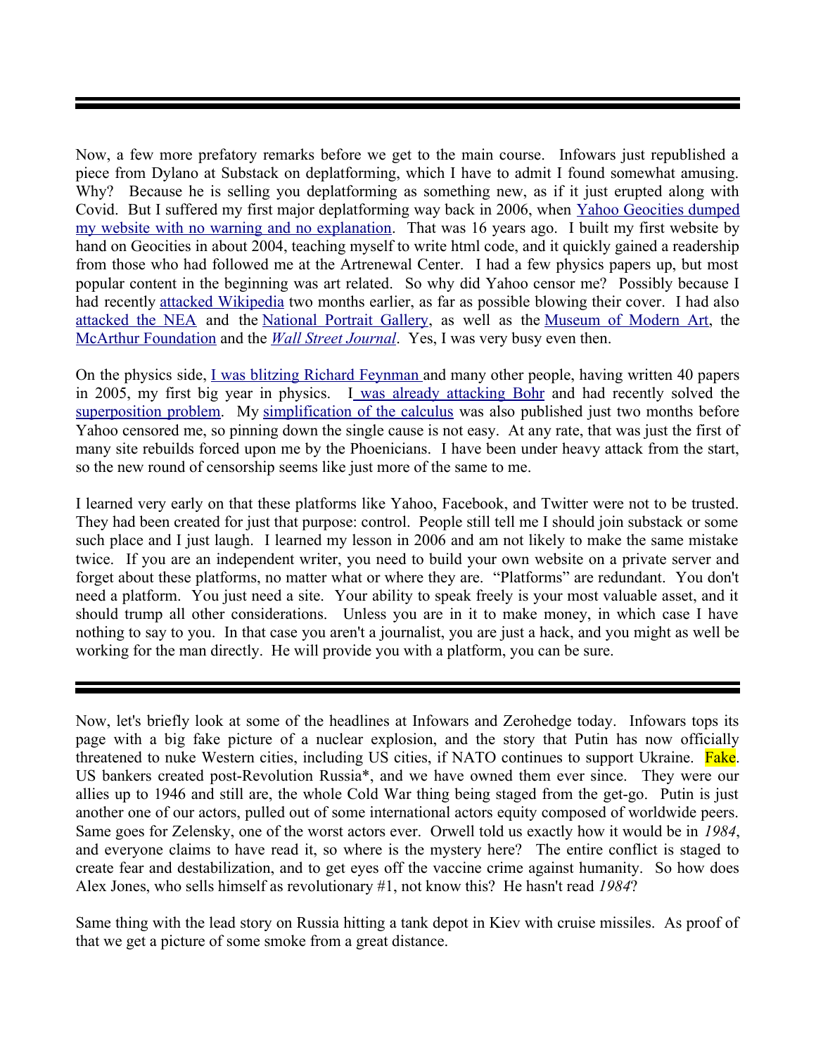---

Now, a few more prefatory remarks before we get to the main course. Infowars just republished a piece from Dylano at Substack on deplatforming, which I have to admit I found somewhat amusing. Why? Because he is selling you deplatforming as something new, as if it just erupted along with Covid. But I suffered my first major deplatforming way back in 2006, when Yahoo Geocities dumped my website with no warning and no explanation. That was 16 years ago. I built my first website by hand on Geocities in about 2004, teaching myself to write html code, and it quickly gained a readership from those who had followed me at the Artrenewal Center. I had a few physics papers up, but most popular content in the beginning was art related. So why did Yahoo censor me? Possibly because I had recently attacked Wikipedia two months earlier, as far as possible blowing their cover. I had also attacked the NEA and the National Portrait Gallery, as well as the Museum of Modern Art, the McArthur Foundation and the *Wall Street Journal*. Yes, I was very busy even then.

On the physics side, I was blitzing Richard Feynman and many other people, having written 40 papers in 2005, my first big year in physics. I was already attacking Bohr and had recently solved the superposition problem. My simplification of the calculus was also published just two months before Yahoo censored me, so pinning down the single cause is not easy. At any rate, that was just the first of many site rebuilds forced upon me by the Phoenicians. I have been under heavy attack from the start, so the new round of censorship seems like just more of the same to me.

I learned very early on that these platforms like Yahoo, Facebook, and Twitter were not to be trusted. They had been created for just that purpose: control. People still tell me I should join substack or some such place and I just laugh. I learned my lesson in 2006 and am not likely to make the same mistake twice. If you are an independent writer, you need to build your own website on a private server and forget about these platforms, no matter what or where they are. "Platforms" are redundant. You don't need a platform. You just need a site. Your ability to speak freely is your most valuable asset, and it should trump all other considerations. Unless you are in it to make money, in which case I have nothing to say to you. In that case you aren't a journalist, you are just a hack, and you might as well be working for the man directly. He will provide you with a platform, you can be sure.

---

Now, let's briefly look at some of the headlines at Infowars and Zerohedge today. Infowars tops its page with a big fake picture of a nuclear explosion, and the story that Putin has now officially threatened to nuke Western cities, including US cities, if NATO continues to support Ukraine. Fake. US bankers created post-Revolution Russia*, and we have owned them ever since. They were our allies up to 1946 and still are, the whole Cold War thing being staged from the get-go. Putin is just another one of our actors, pulled out of some international actors equity composed of worldwide peers. Same goes for Zelensky, one of the worst actors ever. Orwell told us exactly how it would be in *1984*, and everyone claims to have read it, so where is the mystery here? The entire conflict is staged to create fear and destabilization, and to get eyes off the vaccine crime against humanity. So how does Alex Jones, who sells himself as revolutionary #1, not know this? He hasn't read *1984*?

Same thing with the lead story on Russia hitting a tank depot in Kiev with cruise missiles. As proof of that we get a picture of some smoke from a great distance.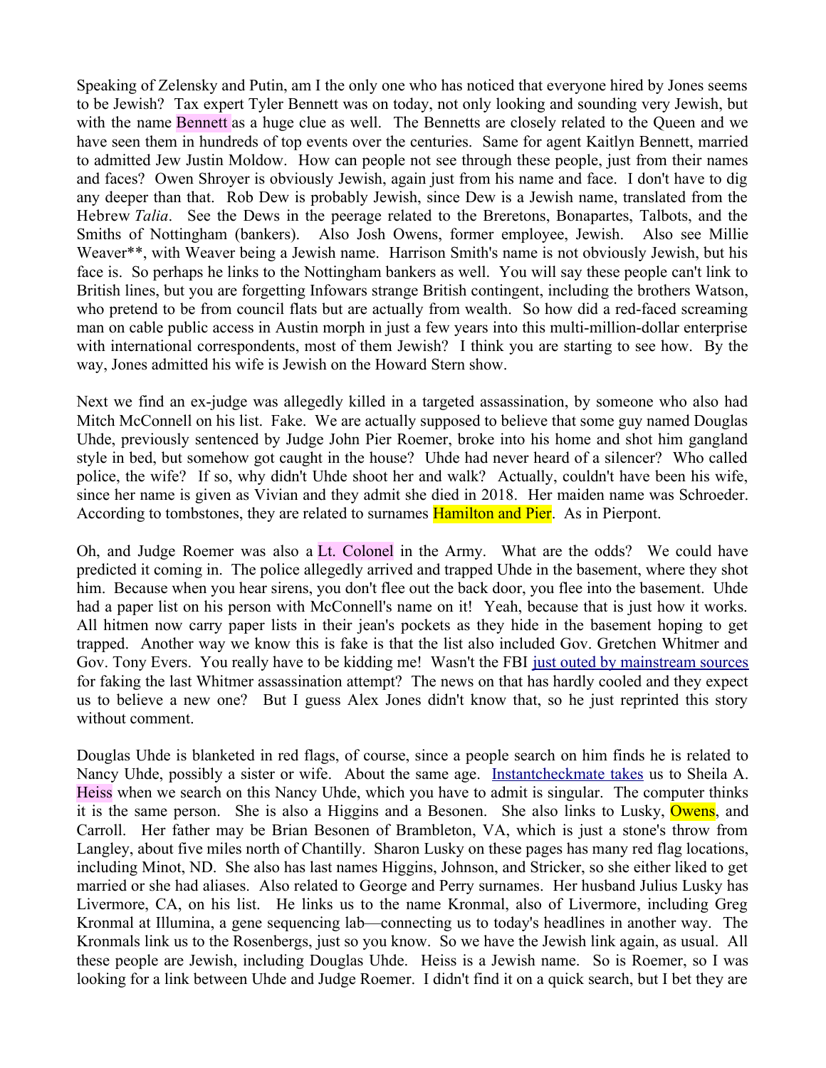Speaking of Zelensky and Putin, am I the only one who has noticed that everyone hired by Jones seems to be Jewish? Tax expert Tyler Bennett was on today, not only looking and sounding very Jewish, but with the name Bennett as a huge clue as well. The Bennetts are closely related to the Queen and we have seen them in hundreds of top events over the centuries. Same for agent Kaitlyn Bennett, married to admitted Jew Justin Moldow. How can people not see through these people, just from their names and faces? Owen Shroyer is obviously Jewish, again just from his name and face. I don't have to dig any deeper than that. Rob Dew is probably Jewish, since Dew is a Jewish name, translated from the Hebrew *Talia*. See the Dews in the peerage related to the Breretons, Bonapartes, Talbots, and the Smiths of Nottingham (bankers). Also Josh Owens, former employee, Jewish. Also see Millie Weaver**, with Weaver being a Jewish name. Harrison Smith's name is not obviously Jewish, but his face is. So perhaps he links to the Nottingham bankers as well. You will say these people can't link to British lines, but you are forgetting Infowars strange British contingent, including the brothers Watson, who pretend to be from council flats but are actually from wealth. So how did a red-faced screaming man on cable public access in Austin morph in just a few years into this multi-million-dollar enterprise with international correspondents, most of them Jewish? I think you are starting to see how. By the way, Jones admitted his wife is Jewish on the Howard Stern show.

Next we find an ex-judge was allegedly killed in a targeted assassination, by someone who also had Mitch McConnell on his list. Fake. We are actually supposed to believe that some guy named Douglas Uhde, previously sentenced by Judge John Pier Roemer, broke into his home and shot him gangland style in bed, but somehow got caught in the house? Uhde had never heard of a silencer? Who called police, the wife? If so, why didn't Uhde shoot her and walk? Actually, couldn't have been his wife, since her name is given as Vivian and they admit she died in 2018. Her maiden name was Schroeder. According to tombstones, they are related to surnames Hamilton and Pier. As in Pierpont.

Oh, and Judge Roemer was also a Lt. Colonel in the Army. What are the odds? We could have predicted it coming in. The police allegedly arrived and trapped Uhde in the basement, where they shot him. Because when you hear sirens, you don't flee out the back door, you flee into the basement. Uhde had a paper list on his person with McConnell's name on it! Yeah, because that is just how it works. All hitmen now carry paper lists in their jean's pockets as they hide in the basement hoping to get trapped. Another way we know this is fake is that the list also included Gov. Gretchen Whitmer and Gov. Tony Evers. You really have to be kidding me! Wasn't the FBI just outed by mainstream sources for faking the last Whitmer assassination attempt? The news on that has hardly cooled and they expect us to believe a new one? But I guess Alex Jones didn't know that, so he just reprinted this story without comment.

Douglas Uhde is blanketed in red flags, of course, since a people search on him finds he is related to Nancy Uhde, possibly a sister or wife. About the same age. Instantcheckmate takes us to Sheila A. Heiss when we search on this Nancy Uhde, which you have to admit is singular. The computer thinks it is the same person. She is also a Higgins and a Besonen. She also links to Lusky, Owens, and Carroll. Her father may be Brian Besonen of Brambleton, VA, which is just a stone's throw from Langley, about five miles north of Chantilly. Sharon Lusky on these pages has many red flag locations, including Minot, ND. She also has last names Higgins, Johnson, and Stricker, so she either liked to get married or she had aliases. Also related to George and Perry surnames. Her husband Julius Lusky has Livermore, CA, on his list. He links us to the name Kronmal, also of Livermore, including Greg Kronmal at Illumina, a gene sequencing lab—connecting us to today's headlines in another way. The Kronmals link us to the Rosenbergs, just so you know. So we have the Jewish link again, as usual. All these people are Jewish, including Douglas Uhde. Heiss is a Jewish name. So is Roemer, so I was looking for a link between Uhde and Judge Roemer. I didn't find it on a quick search, but I bet they are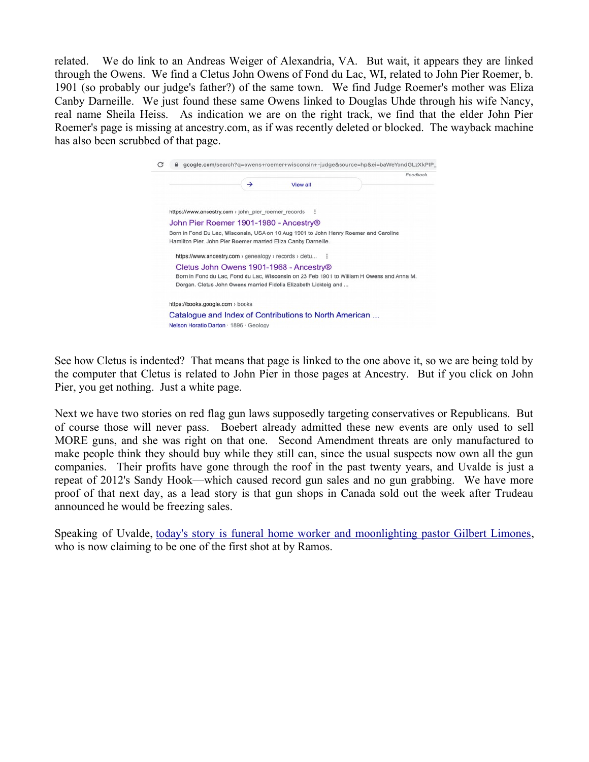related. We do link to an Andreas Weiger of Alexandria, VA. But wait, it appears they are linked through the Owens. We find a Cletus John Owens of Fond du Lac, WI, related to John Pier Roemer, b. 1901 (so probably our judge's father?) of the same town. We find Judge Roemer's mother was Eliza Canby Darneille. We just found these same Owens linked to Douglas Uhde through his wife Nancy, real name Sheila Heiss. As indication we are on the right track, we find that the elder John Pier Roemer's page is missing at ancestry.com, as if was recently deleted or blocked. The wayback machine has also been scrubbed of that page.

google.com/search?q=owens+roemer+wisconsin+-judge&source=hp&ei=baWeYondGLzXkPIP_

Feedback

View all

https://www.ancestry.com › john_pier_roemer_records

John Pier Roemer 1901-1980 - Ancestry®

Born in Fond Du Lac, **Wisconsin**, USA on 10 Aug 1901 to John Henry **Roemer** and Caroline Hamilton Pier. John Pier **Roemer** married Eliza Canby Darneille.

https://www.ancestry.com › genealogy › records › cletu...

Cletus John Owens 1901-1968 - Ancestry®

Born in Fond du Lac, Fond du Lac, **Wisconsin** on 23 Feb 1901 to William H **Owens** and Anna M. Dorgan. Cletus John **Owens** married Fidelia Elizabeth Lickteig and ...

https://books.google.com › books

Catalogue and Index of Contributions to North American ...

Nelson Horatio Darton · 1896 · Geology

See how Cletus is indented? That means that page is linked to the one above it, so we are being told by the computer that Cletus is related to John Pier in those pages at Ancestry. But if you click on John Pier, you get nothing. Just a white page.

Next we have two stories on red flag gun laws supposedly targeting conservatives or Republicans. But of course those will never pass. Boebert already admitted these new events are only used to sell MORE guns, and she was right on that one. Second Amendment threats are only manufactured to make people think they should buy while they still can, since the usual suspects now own all the gun companies. Their profits have gone through the roof in the past twenty years, and Uvalde is just a repeat of 2012's Sandy Hook—which caused record gun sales and no gun grabbing. We have more proof of that next day, as a lead story is that gun shops in Canada sold out the week after Trudeau announced he would be freezing sales.

Speaking of Uvalde, today's story is funeral home worker and moonlighting pastor Gilbert Limones, who is now claiming to be one of the first shot at by Ramos.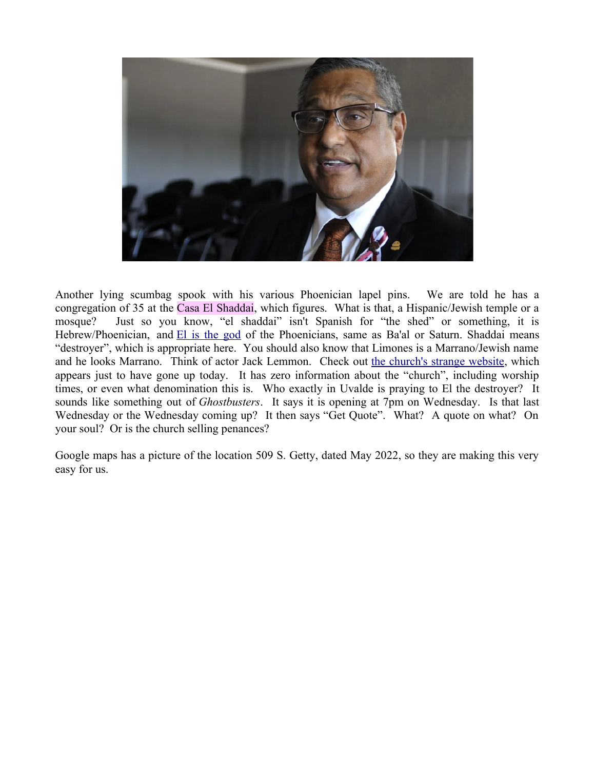Another lying scumbag spook with his various Phoenician lapel pins. We are told he has a congregation of 35 at the Casa El Shaddai, which figures. What is that, a Hispanic/Jewish temple or a mosque? Just so you know, "el shaddai" isn't Spanish for "the shed" or something, it is Hebrew/Phoenician, and [El is the god](#) of the Phoenicians, same as Ba'al or Saturn. Shaddai means "destroyer", which is appropriate here. You should also know that Limones is a Marrano/Jewish name and he looks Marrano. Think of actor Jack Lemmon. Check out [the church's strange website](#), which appears just to have gone up today. It has zero information about the "church", including worship times, or even what denomination this is. Who exactly in Uvalde is praying to El the destroyer? It sounds like something out of *Ghostbusters*. It says it is opening at 7pm on Wednesday. Is that last Wednesday or the Wednesday coming up? It then says "Get Quote". What? A quote on what? On your soul? Or is the church selling penances?

Google maps has a picture of the location 509 S. Getty, dated May 2022, so they are making this very easy for us.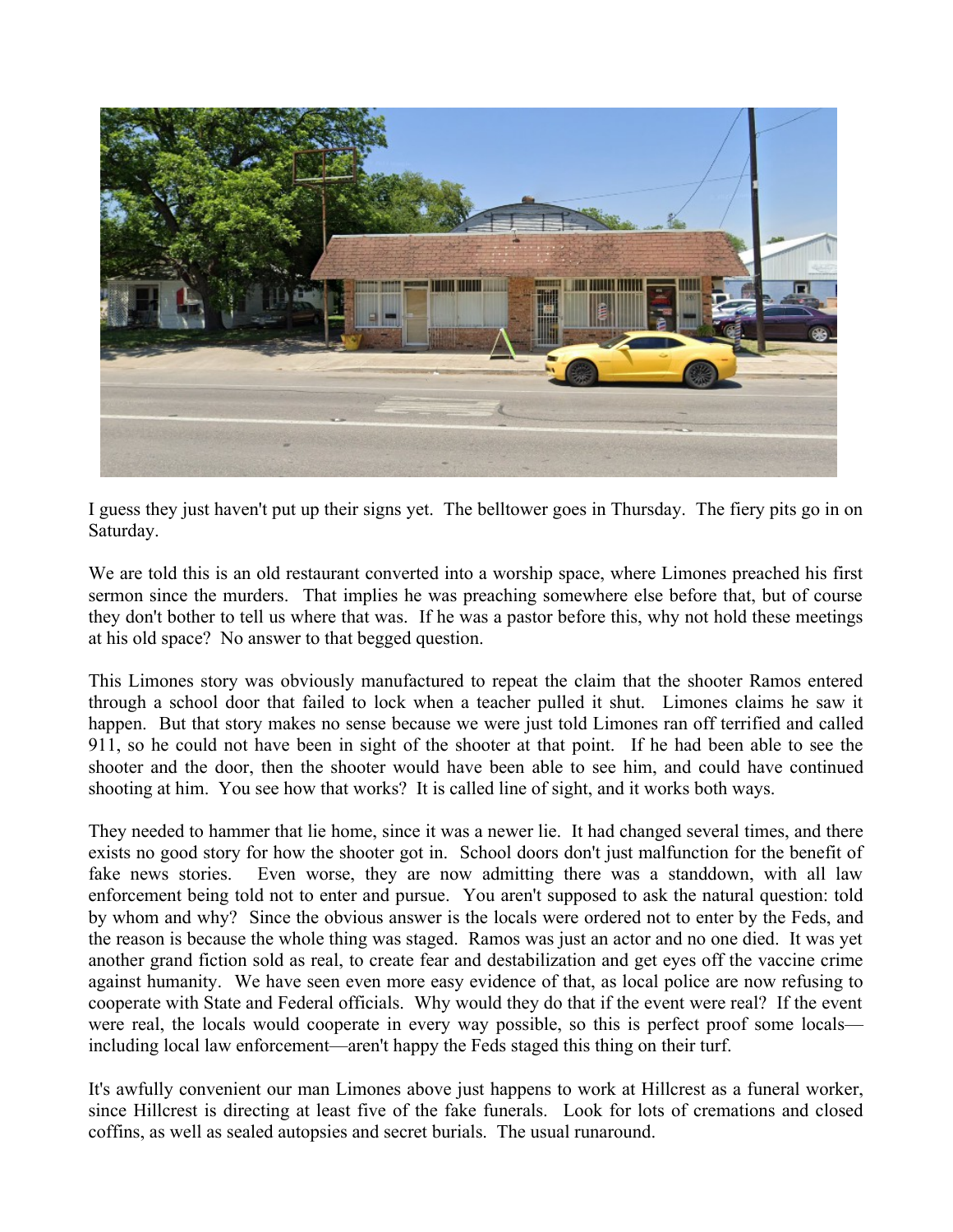I guess they just haven't put up their signs yet. The belltower goes in Thursday. The fiery pits go in on Saturday.

We are told this is an old restaurant converted into a worship space, where Limones preached his first sermon since the murders. That implies he was preaching somewhere else before that, but of course they don't bother to tell us where that was. If he was a pastor before this, why not hold these meetings at his old space? No answer to that begged question.

This Limones story was obviously manufactured to repeat the claim that the shooter Ramos entered through a school door that failed to lock when a teacher pulled it shut. Limones claims he saw it happen. But that story makes no sense because we were just told Limones ran off terrified and called 911, so he could not have been in sight of the shooter at that point. If he had been able to see the shooter and the door, then the shooter would have been able to see him, and could have continued shooting at him. You see how that works? It is called line of sight, and it works both ways.

They needed to hammer that lie home, since it was a newer lie. It had changed several times, and there exists no good story for how the shooter got in. School doors don't just malfunction for the benefit of fake news stories. Even worse, they are now admitting there was a standdown, with all law enforcement being told not to enter and pursue. You aren't supposed to ask the natural question: told by whom and why? Since the obvious answer is the locals were ordered not to enter by the Feds, and the reason is because the whole thing was staged. Ramos was just an actor and no one died. It was yet another grand fiction sold as real, to create fear and destabilization and get eyes off the vaccine crime against humanity. We have seen even more easy evidence of that, as local police are now refusing to cooperate with State and Federal officials. Why would they do that if the event were real? If the event were real, the locals would cooperate in every way possible, so this is perfect proof some locals—including local law enforcement—aren't happy the Feds staged this thing on their turf.

It's awfully convenient our man Limones above just happens to work at Hillcrest as a funeral worker, since Hillcrest is directing at least five of the fake funerals. Look for lots of cremations and closed coffins, as well as sealed autopsies and secret burials. The usual runaround.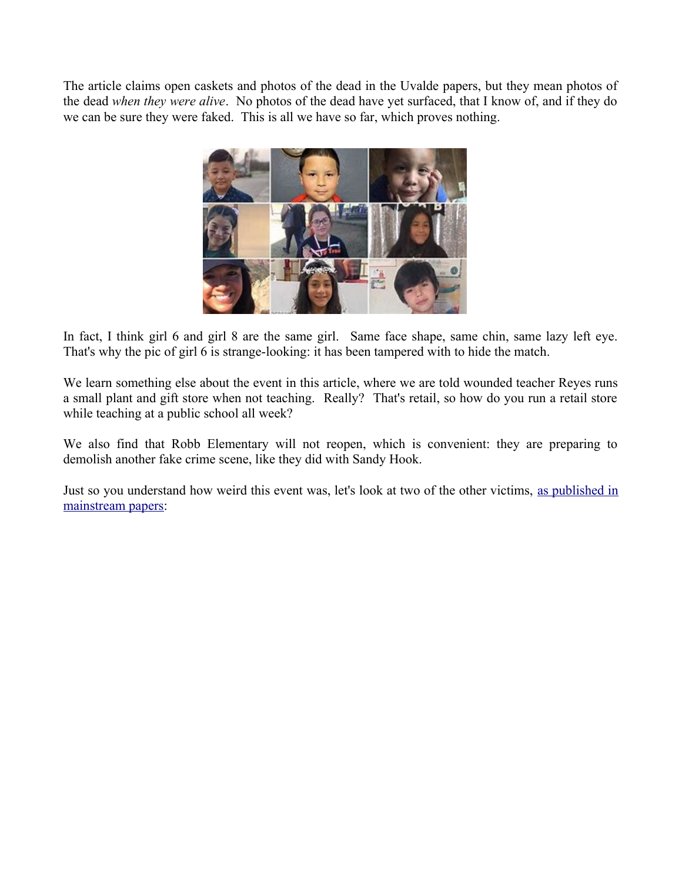The article claims open caskets and photos of the dead in the Uvalde papers, but they mean photos of the dead *when they were alive*. No photos of the dead have yet surfaced, that I know of, and if they do we can be sure they were faked. This is all we have so far, which proves nothing.

In fact, I think girl 6 and girl 8 are the same girl. Same face shape, same chin, same lazy left eye. That's why the pic of girl 6 is strange-looking: it has been tampered with to hide the match.

We learn something else about the event in this article, where we are told wounded teacher Reyes runs a small plant and gift store when not teaching. Really? That's retail, so how do you run a retail store while teaching at a public school all week?

We also find that Robb Elementary will not reopen, which is convenient: they are preparing to demolish another fake crime scene, like they did with Sandy Hook.

Just so you understand how weird this event was, let's look at two of the other victims, [as published in mainstream papers]: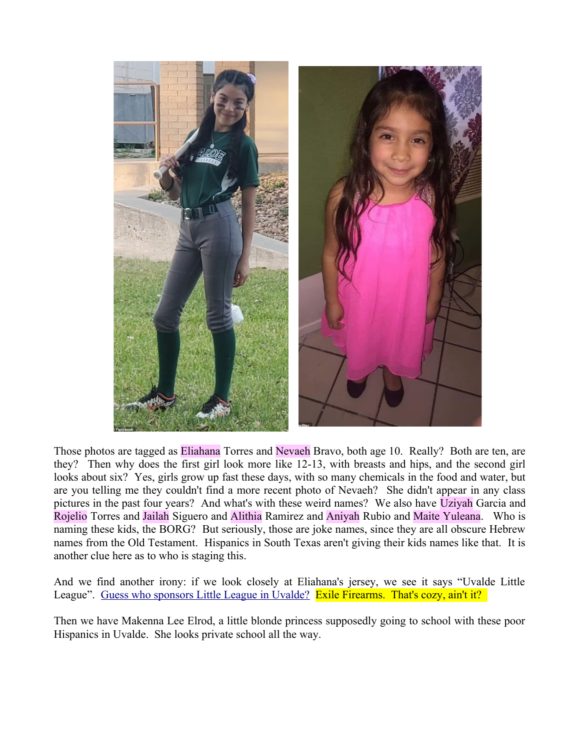Those photos are tagged as Eliahana Torres and Nevaeh Bravo, both age 10. Really? Both are ten, are they? Then why does the first girl look more like 12-13, with breasts and hips, and the second girl looks about six? Yes, girls grow up fast these days, with so many chemicals in the food and water, but are you telling me they couldn't find a more recent photo of Nevaeh? She didn't appear in any class pictures in the past four years? And what's with these weird names? We also have Uziyah Garcia and Rojelio Torres and Jailah Siguero and Alithia Ramirez and Aniyah Rubio and Maite Yuleana. Who is naming these kids, the BORG? But seriously, those are joke names, since they are all obscure Hebrew names from the Old Testament. Hispanics in South Texas aren't giving their kids names like that. It is another clue here as to who is staging this.

And we find another irony: if we look closely at Eliahana's jersey, we see it says "Uvalde Little League". Guess who sponsors Little League in Uvalde? Exile Firearms. That's cozy, ain't it?

Then we have Makenna Lee Elrod, a little blonde princess supposedly going to school with these poor Hispanics in Uvalde. She looks private school all the way.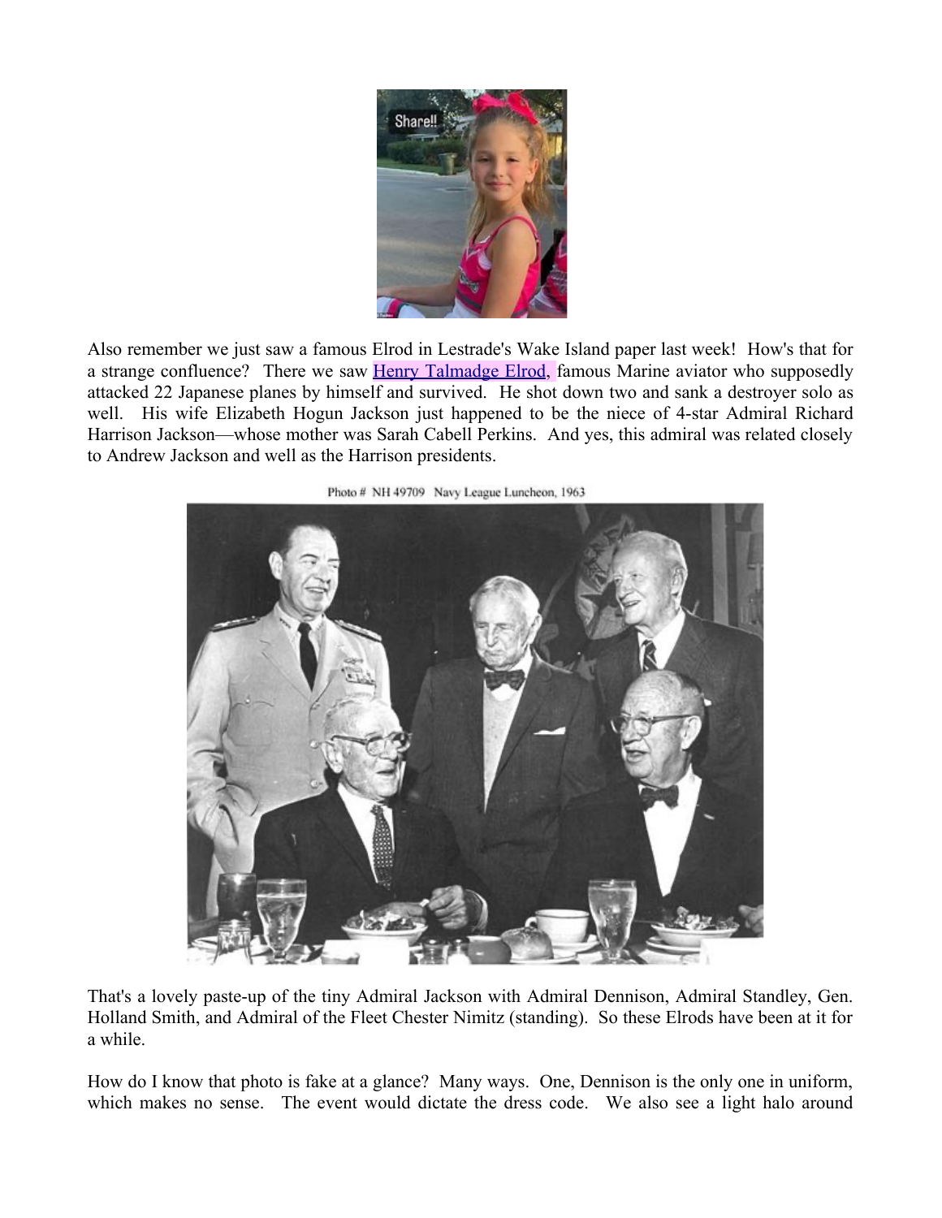Also remember we just saw a famous Elrod in Lestrade's Wake Island paper last week! How's that for a strange confluence? There we saw Henry Talmadge Elrod, famous Marine aviator who supposedly attacked 22 Japanese planes by himself and survived. He shot down two and sank a destroyer solo as well. His wife Elizabeth Hogun Jackson just happened to be the niece of 4-star Admiral Richard Harrison Jackson—whose mother was Sarah Cabell Perkins. And yes, this admiral was related closely to Andrew Jackson and well as the Harrison presidents.

Photo # NH 49709 Navy League Luncheon, 1963

That's a lovely paste-up of the tiny Admiral Jackson with Admiral Dennison, Admiral Standley, Gen. Holland Smith, and Admiral of the Fleet Chester Nimitz (standing). So these Elrods have been at it for a while.

How do I know that photo is fake at a glance? Many ways. One, Dennison is the only one in uniform, which makes no sense. The event would dictate the dress code. We also see a light halo around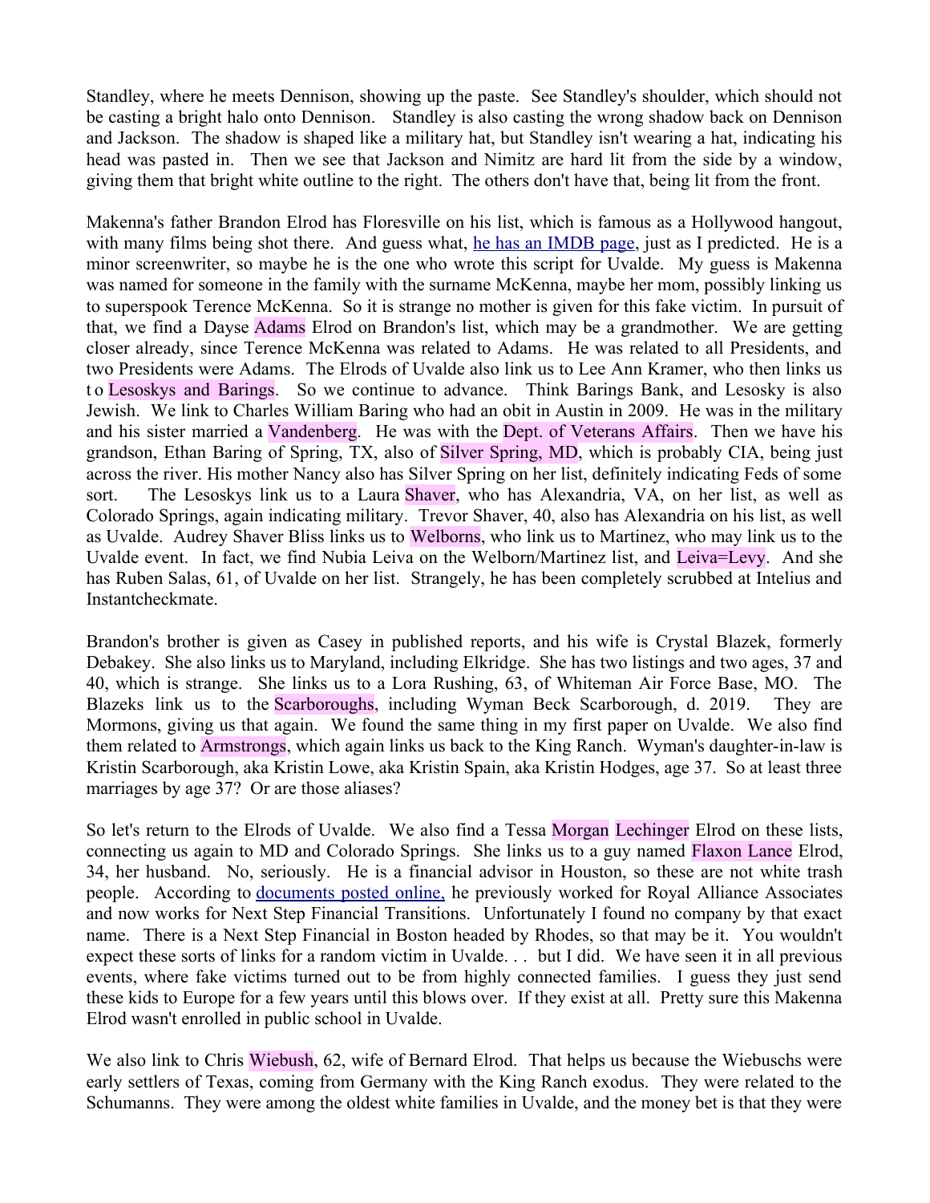Standley, where he meets Dennison, showing up the paste. See Standley's shoulder, which should not be casting a bright halo onto Dennison. Standley is also casting the wrong shadow back on Dennison and Jackson. The shadow is shaped like a military hat, but Standley isn't wearing a hat, indicating his head was pasted in. Then we see that Jackson and Nimitz are hard lit from the side by a window, giving them that bright white outline to the right. The others don't have that, being lit from the front.

Makenna's father Brandon Elrod has Floresville on his list, which is famous as a Hollywood hangout, with many films being shot there. And guess what, [he has an IMDB page](), just as I predicted. He is a minor screenwriter, so maybe he is the one who wrote this script for Uvalde. My guess is Makenna was named for someone in the family with the surname McKenna, maybe her mom, possibly linking us to superspook Terence McKenna. So it is strange no mother is given for this fake victim. In pursuit of that, we find a Dayse Adams Elrod on Brandon's list, which may be a grandmother. We are getting closer already, since Terence McKenna was related to Adams. He was related to all Presidents, and two Presidents were Adams. The Elrods of Uvalde also link us to Lee Ann Kramer, who then links us to Lesoskys and Barings. So we continue to advance. Think Barings Bank, and Lesosky is also Jewish. We link to Charles William Baring who had an obit in Austin in 2009. He was in the military and his sister married a Vandenberg. He was with the Dept. of Veterans Affairs. Then we have his grandson, Ethan Baring of Spring, TX, also of Silver Spring, MD, which is probably CIA, being just across the river. His mother Nancy also has Silver Spring on her list, definitely indicating Feds of some sort. The Lesoskys link us to a Laura Shaver, who has Alexandria, VA, on her list, as well as Colorado Springs, again indicating military. Trevor Shaver, 40, also has Alexandria on his list, as well as Uvalde. Audrey Shaver Bliss links us to Welborns, who link us to Martinez, who may link us to the Uvalde event. In fact, we find Nubia Leiva on the Welborn/Martinez list, and Leiva=Levy. And she has Ruben Salas, 61, of Uvalde on her list. Strangely, he has been completely scrubbed at Intelius and Instantcheckmate.

Brandon's brother is given as Casey in published reports, and his wife is Crystal Blazek, formerly Debakey. She also links us to Maryland, including Elkridge. She has two listings and two ages, 37 and 40, which is strange. She links us to a Lora Rushing, 63, of Whiteman Air Force Base, MO. The Blazeks link us to the Scarboroughs, including Wyman Beck Scarborough, d. 2019. They are Mormons, giving us that again. We found the same thing in my first paper on Uvalde. We also find them related to Armstrongs, which again links us back to the King Ranch. Wyman's daughter-in-law is Kristin Scarborough, aka Kristin Lowe, aka Kristin Spain, aka Kristin Hodges, age 37. So at least three marriages by age 37? Or are those aliases?

So let's return to the Elrods of Uvalde. We also find a Tessa Morgan Lechinger Elrod on these lists, connecting us again to MD and Colorado Springs. She links us to a guy named Flaxon Lance Elrod, 34, her husband. No, seriously. He is a financial advisor in Houston, so these are not white trash people. According to [documents posted online,]() he previously worked for Royal Alliance Associates and now works for Next Step Financial Transitions. Unfortunately I found no company by that exact name. There is a Next Step Financial in Boston headed by Rhodes, so that may be it. You wouldn't expect these sorts of links for a random victim in Uvalde. . . but I did. We have seen it in all previous events, where fake victims turned out to be from highly connected families. I guess they just send these kids to Europe for a few years until this blows over. If they exist at all. Pretty sure this Makenna Elrod wasn't enrolled in public school in Uvalde.

We also link to Chris Wiebush, 62, wife of Bernard Elrod. That helps us because the Wiebuschs were early settlers of Texas, coming from Germany with the King Ranch exodus. They were related to the Schumanns. They were among the oldest white families in Uvalde, and the money bet is that they were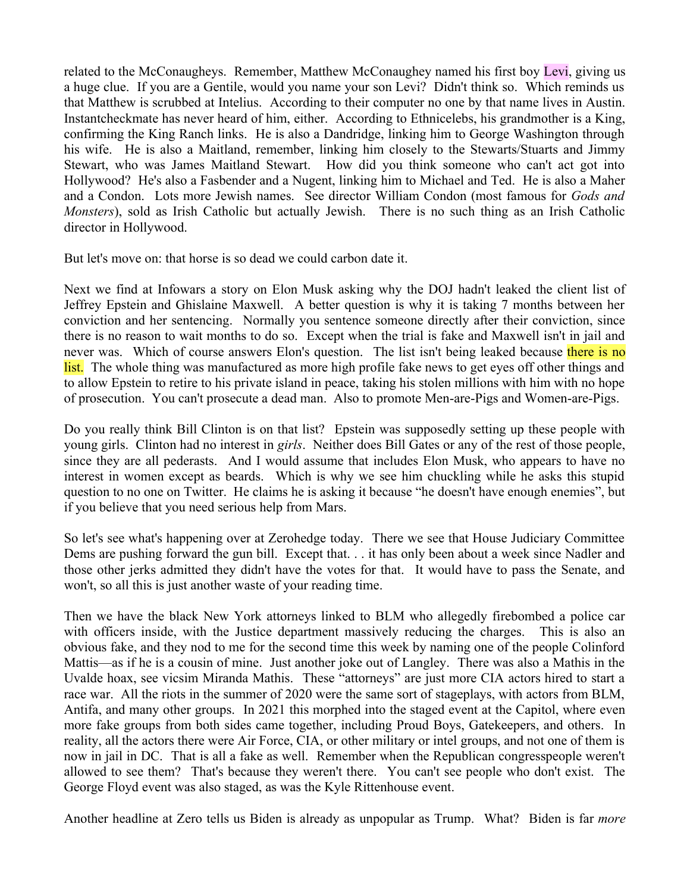related to the McConaugheys. Remember, Matthew McConaughey named his first boy Levi, giving us a huge clue. If you are a Gentile, would you name your son Levi? Didn't think so. Which reminds us that Matthew is scrubbed at Intelius. According to their computer no one by that name lives in Austin. Instantcheckmate has never heard of him, either. According to Ethnicelebs, his grandmother is a King, confirming the King Ranch links. He is also a Dandridge, linking him to George Washington through his wife. He is also a Maitland, remember, linking him closely to the Stewarts/Stuarts and Jimmy Stewart, who was James Maitland Stewart. How did you think someone who can't act got into Hollywood? He's also a Fasbender and a Nugent, linking him to Michael and Ted. He is also a Maher and a Condon. Lots more Jewish names. See director William Condon (most famous for *Gods and Monsters*), sold as Irish Catholic but actually Jewish. There is no such thing as an Irish Catholic director in Hollywood.

But let's move on: that horse is so dead we could carbon date it.

Next we find at Infowars a story on Elon Musk asking why the DOJ hadn't leaked the client list of Jeffrey Epstein and Ghislaine Maxwell. A better question is why it is taking 7 months between her conviction and her sentencing. Normally you sentence someone directly after their conviction, since there is no reason to wait months to do so. Except when the trial is fake and Maxwell isn't in jail and never was. Which of course answers Elon's question. The list isn't being leaked because there is no list. The whole thing was manufactured as more high profile fake news to get eyes off other things and to allow Epstein to retire to his private island in peace, taking his stolen millions with him with no hope of prosecution. You can't prosecute a dead man. Also to promote Men-are-Pigs and Women-are-Pigs.

Do you really think Bill Clinton is on that list? Epstein was supposedly setting up these people with young girls. Clinton had no interest in *girls*. Neither does Bill Gates or any of the rest of those people, since they are all pederasts. And I would assume that includes Elon Musk, who appears to have no interest in women except as beards. Which is why we see him chuckling while he asks this stupid question to no one on Twitter. He claims he is asking it because "he doesn't have enough enemies", but if you believe that you need serious help from Mars.

So let's see what's happening over at Zerohedge today. There we see that House Judiciary Committee Dems are pushing forward the gun bill. Except that. . . it has only been about a week since Nadler and those other jerks admitted they didn't have the votes for that. It would have to pass the Senate, and won't, so all this is just another waste of your reading time.

Then we have the black New York attorneys linked to BLM who allegedly firebombed a police car with officers inside, with the Justice department massively reducing the charges. This is also an obvious fake, and they nod to me for the second time this week by naming one of the people Colinford Mattis—as if he is a cousin of mine. Just another joke out of Langley. There was also a Mathis in the Uvalde hoax, see vicsim Miranda Mathis. These "attorneys" are just more CIA actors hired to start a race war. All the riots in the summer of 2020 were the same sort of stageplays, with actors from BLM, Antifa, and many other groups. In 2021 this morphed into the staged event at the Capitol, where even more fake groups from both sides came together, including Proud Boys, Gatekeepers, and others. In reality, all the actors there were Air Force, CIA, or other military or intel groups, and not one of them is now in jail in DC. That is all a fake as well. Remember when the Republican congresspeople weren't allowed to see them? That's because they weren't there. You can't see people who don't exist. The George Floyd event was also staged, as was the Kyle Rittenhouse event.

Another headline at Zero tells us Biden is already as unpopular as Trump. What? Biden is far *more*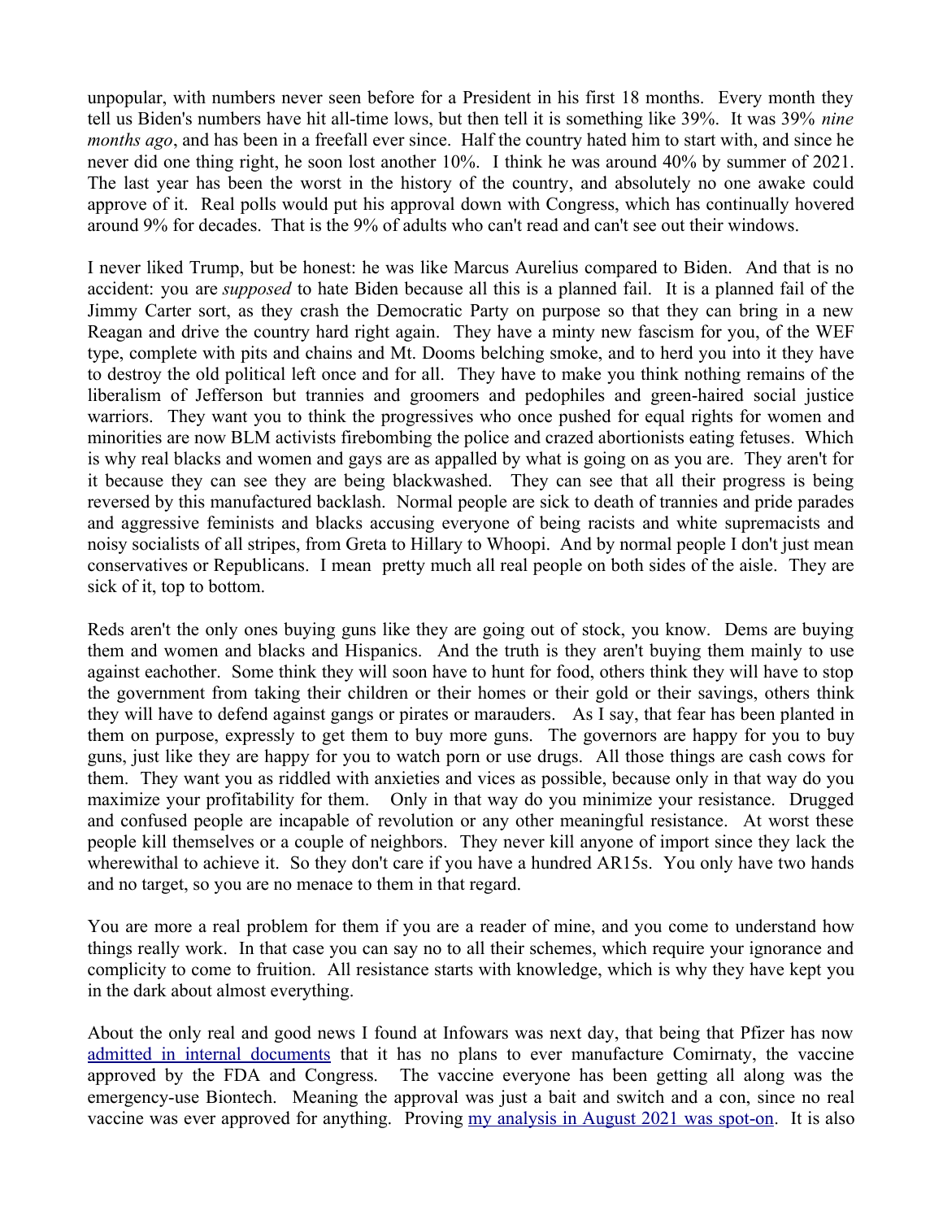unpopular, with numbers never seen before for a President in his first 18 months. Every month they tell us Biden's numbers have hit all-time lows, but then tell it is something like 39%. It was 39% *nine months ago*, and has been in a freefall ever since. Half the country hated him to start with, and since he never did one thing right, he soon lost another 10%. I think he was around 40% by summer of 2021. The last year has been the worst in the history of the country, and absolutely no one awake could approve of it. Real polls would put his approval down with Congress, which has continually hovered around 9% for decades. That is the 9% of adults who can't read and can't see out their windows.

I never liked Trump, but be honest: he was like Marcus Aurelius compared to Biden. And that is no accident: you are *supposed* to hate Biden because all this is a planned fail. It is a planned fail of the Jimmy Carter sort, as they crash the Democratic Party on purpose so that they can bring in a new Reagan and drive the country hard right again. They have a minty new fascism for you, of the WEF type, complete with pits and chains and Mt. Dooms belching smoke, and to herd you into it they have to destroy the old political left once and for all. They have to make you think nothing remains of the liberalism of Jefferson but trannies and groomers and pedophiles and green-haired social justice warriors. They want you to think the progressives who once pushed for equal rights for women and minorities are now BLM activists firebombing the police and crazed abortionists eating fetuses. Which is why real blacks and women and gays are as appalled by what is going on as you are. They aren't for it because they can see they are being blackwashed. They can see that all their progress is being reversed by this manufactured backlash. Normal people are sick to death of trannies and pride parades and aggressive feminists and blacks accusing everyone of being racists and white supremacists and noisy socialists of all stripes, from Greta to Hillary to Whoopi. And by normal people I don't just mean conservatives or Republicans. I mean pretty much all real people on both sides of the aisle. They are sick of it, top to bottom.

Reds aren't the only ones buying guns like they are going out of stock, you know. Dems are buying them and women and blacks and Hispanics. And the truth is they aren't buying them mainly to use against eachother. Some think they will soon have to hunt for food, others think they will have to stop the government from taking their children or their homes or their gold or their savings, others think they will have to defend against gangs or pirates or marauders. As I say, that fear has been planted in them on purpose, expressly to get them to buy more guns. The governors are happy for you to buy guns, just like they are happy for you to watch porn or use drugs. All those things are cash cows for them. They want you as riddled with anxieties and vices as possible, because only in that way do you maximize your profitability for them. Only in that way do you minimize your resistance. Drugged and confused people are incapable of revolution or any other meaningful resistance. At worst these people kill themselves or a couple of neighbors. They never kill anyone of import since they lack the wherewithal to achieve it. So they don't care if you have a hundred AR15s. You only have two hands and no target, so you are no menace to them in that regard.

You are more a real problem for them if you are a reader of mine, and you come to understand how things really work. In that case you can say no to all their schemes, which require your ignorance and complicity to come to fruition. All resistance starts with knowledge, which is why they have kept you in the dark about almost everything.

About the only real and good news I found at Infowars was next day, that being that Pfizer has now admitted in internal documents that it has no plans to ever manufacture Comirnaty, the vaccine approved by the FDA and Congress. The vaccine everyone has been getting all along was the emergency-use Biontech. Meaning the approval was just a bait and switch and a con, since no real vaccine was ever approved for anything. Proving my analysis in August 2021 was spot-on. It is also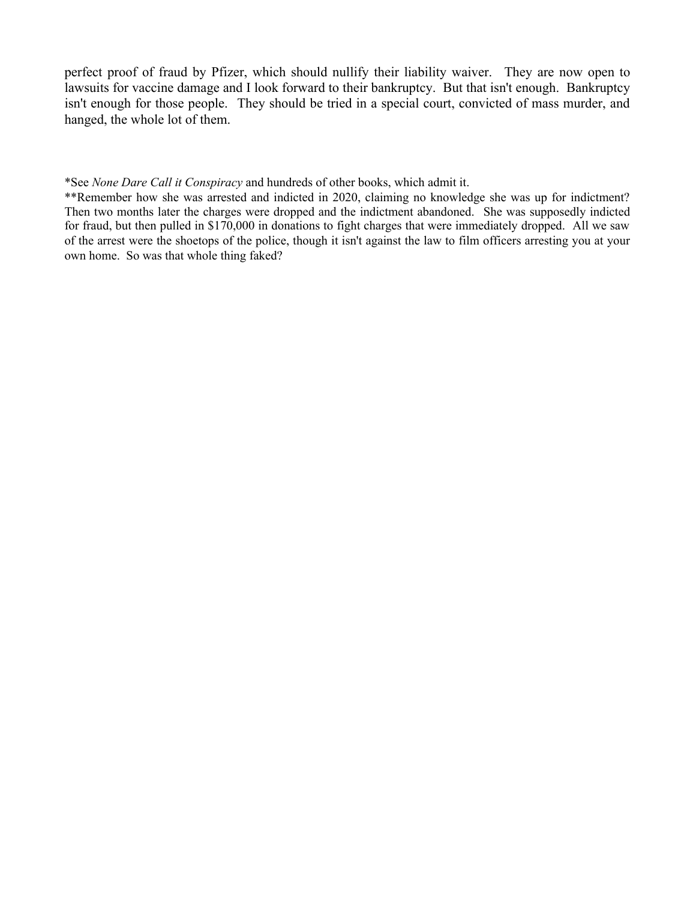perfect proof of fraud by Pfizer, which should nullify their liability waiver. They are now open to lawsuits for vaccine damage and I look forward to their bankruptcy. But that isn't enough. Bankruptcy isn't enough for those people. They should be tried in a special court, convicted of mass murder, and hanged, the whole lot of them.

*See *None Dare Call it Conspiracy* and hundreds of other books, which admit it.

**Remember how she was arrested and indicted in 2020, claiming no knowledge she was up for indictment? Then two months later the charges were dropped and the indictment abandoned. She was supposedly indicted for fraud, but then pulled in $170,000 in donations to fight charges that were immediately dropped. All we saw of the arrest were the shoetops of the police, though it isn't against the law to film officers arresting you at your own home. So was that whole thing faked?